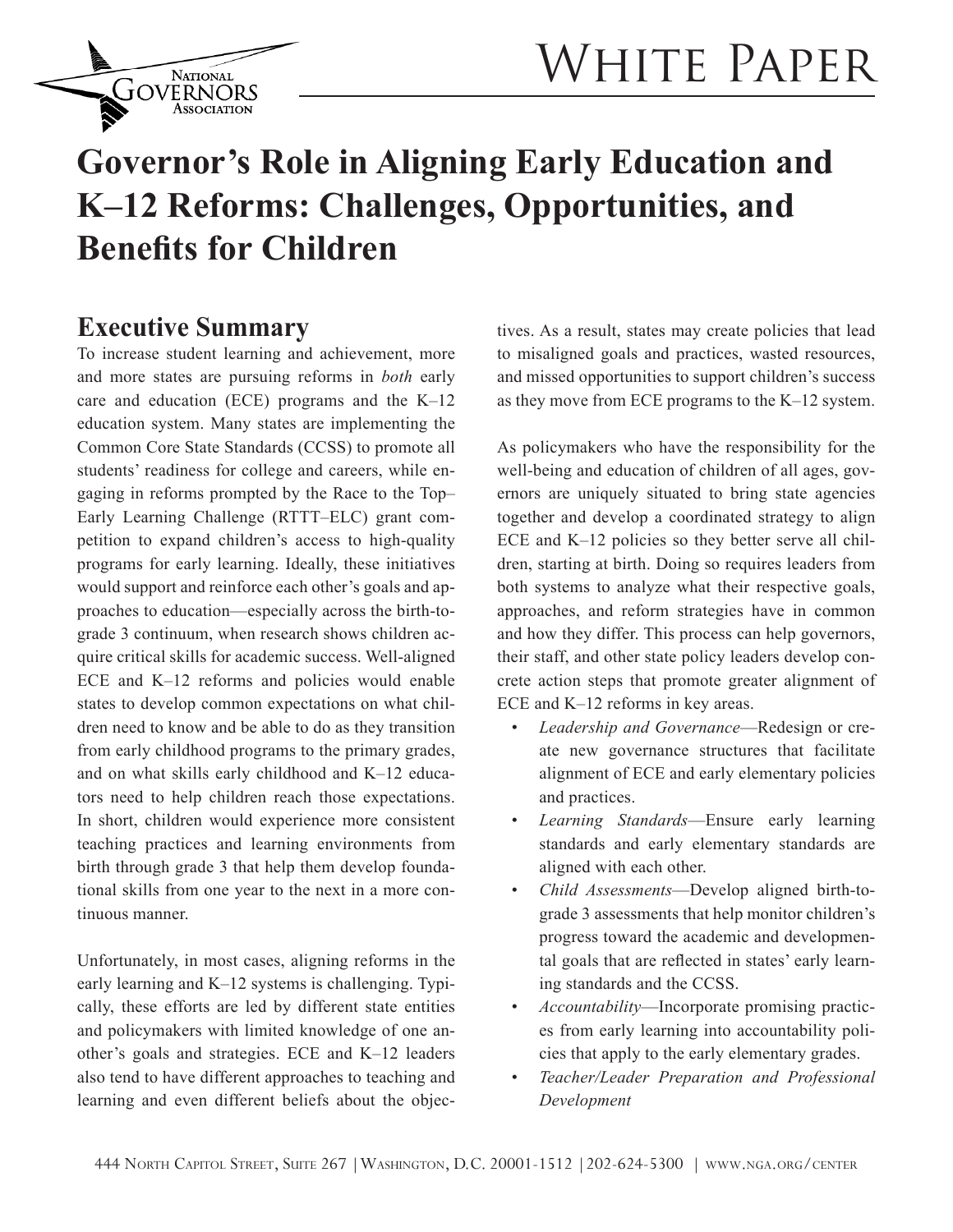# White Paper

# Governor's Role in Aligning Early Education and K–12 Reforms: Challenges, Opportunities, and Benefits for Children

## Executive Summary

To increase student learning and achievement, more and more states are pursuing reforms in *both* early care and education (ECE) programs and the K–12 education system. Many states are implementing the Common Core State Standards (CCSS) to promote all students' readiness for college and careers, while engaging in reforms prompted by the Race to the Top–Early Learning Challenge (RTTT–ELC) grant competition to expand children's access to high-quality programs for early learning. Ideally, these initiatives would support and reinforce each other's goals and approaches to education—especially across the birth-to-grade 3 continuum, when research shows children acquire critical skills for academic success. Well-aligned ECE and K–12 reforms and policies would enable states to develop common expectations on what children need to know and be able to do as they transition from early childhood programs to the primary grades, and on what skills early childhood and K–12 educators need to help children reach those expectations. In short, children would experience more consistent teaching practices and learning environments from birth through grade 3 that help them develop foundational skills from one year to the next in a more continuous manner.

Unfortunately, in most cases, aligning reforms in the early learning and K–12 systems is challenging. Typically, these efforts are led by different state entities and policymakers with limited knowledge of one another's goals and strategies. ECE and K–12 leaders also tend to have different approaches to teaching and learning and even different beliefs about the objectives. As a result, states may create policies that lead to misaligned goals and practices, wasted resources, and missed opportunities to support children's success as they move from ECE programs to the K–12 system.

As policymakers who have the responsibility for the well-being and education of children of all ages, governors are uniquely situated to bring state agencies together and develop a coordinated strategy to align ECE and K–12 policies so they better serve all children, starting at birth. Doing so requires leaders from both systems to analyze what their respective goals, approaches, and reform strategies have in common and how they differ. This process can help governors, their staff, and other state policy leaders develop concrete action steps that promote greater alignment of ECE and K–12 reforms in key areas.

- *Leadership and Governance*—Redesign or create new governance structures that facilitate alignment of ECE and early elementary policies and practices.
- *Learning Standards*—Ensure early learning standards and early elementary standards are aligned with each other.
- *Child Assessments*—Develop aligned birth-to-grade 3 assessments that help monitor children's progress toward the academic and developmental goals that are reflected in states' early learning standards and the CCSS.
- *Accountability*—Incorporate promising practices from early learning into accountability policies that apply to the early elementary grades.
- *Teacher/Leader Preparation and Professional Development*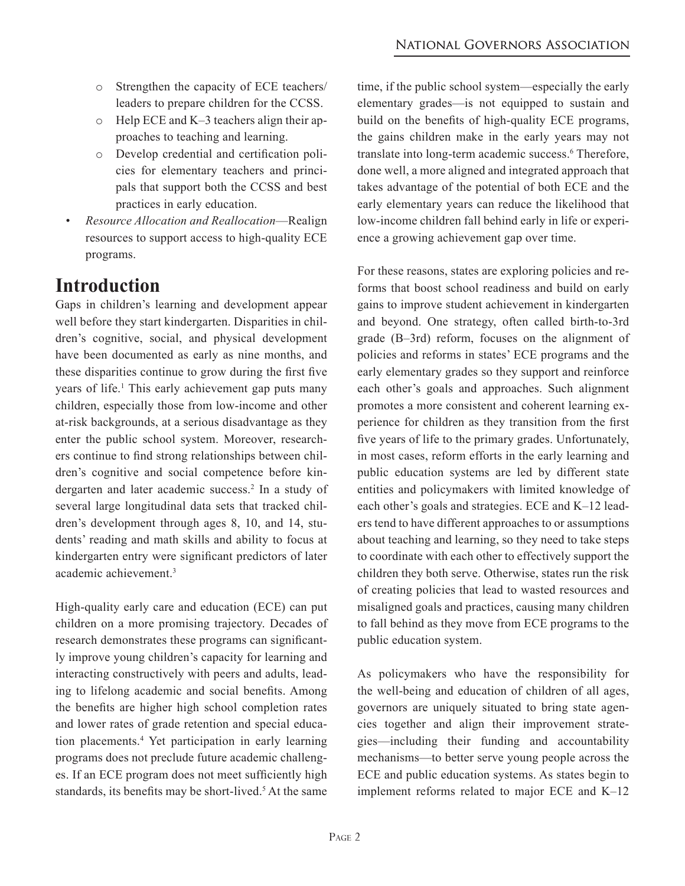- Strengthen the capacity of ECE teachers/leaders to prepare children for the CCSS.
    - Help ECE and K–3 teachers align their approaches to teaching and learning.
    - Develop credential and certification policies for elementary teachers and principals that support both the CCSS and best practices in early education.
- *Resource Allocation and Reallocation*—Realign resources to support access to high-quality ECE programs.

# Introduction

Gaps in children's learning and development appear well before they start kindergarten. Disparities in children's cognitive, social, and physical development have been documented as early as nine months, and these disparities continue to grow during the first five years of life.[1] This early achievement gap puts many children, especially those from low-income and other at-risk backgrounds, at a serious disadvantage as they enter the public school system. Moreover, researchers continue to find strong relationships between children's cognitive and social competence before kindergarten and later academic success.[2] In a study of several large longitudinal data sets that tracked children's development through ages 8, 10, and 14, students' reading and math skills and ability to focus at kindergarten entry were significant predictors of later academic achievement.[3]

High-quality early care and education (ECE) can put children on a more promising trajectory. Decades of research demonstrates these programs can significantly improve young children's capacity for learning and interacting constructively with peers and adults, leading to lifelong academic and social benefits. Among the benefits are higher high school completion rates and lower rates of grade retention and special education placements.[4] Yet participation in early learning programs does not preclude future academic challenges. If an ECE program does not meet sufficiently high standards, its benefits may be short-lived.[5] At the same time, if the public school system—especially the early elementary grades—is not equipped to sustain and build on the benefits of high-quality ECE programs, the gains children make in the early years may not translate into long-term academic success.[6] Therefore, done well, a more aligned and integrated approach that takes advantage of the potential of both ECE and the early elementary years can reduce the likelihood that low-income children fall behind early in life or experience a growing achievement gap over time.

For these reasons, states are exploring policies and reforms that boost school readiness and build on early gains to improve student achievement in kindergarten and beyond. One strategy, often called birth-to-3rd grade (B–3rd) reform, focuses on the alignment of policies and reforms in states' ECE programs and the early elementary grades so they support and reinforce each other's goals and approaches. Such alignment promotes a more consistent and coherent learning experience for children as they transition from the first five years of life to the primary grades. Unfortunately, in most cases, reform efforts in the early learning and public education systems are led by different state entities and policymakers with limited knowledge of each other's goals and strategies. ECE and K–12 leaders tend to have different approaches to or assumptions about teaching and learning, so they need to take steps to coordinate with each other to effectively support the children they both serve. Otherwise, states run the risk of creating policies that lead to wasted resources and misaligned goals and practices, causing many children to fall behind as they move from ECE programs to the public education system.

As policymakers who have the responsibility for the well-being and education of children of all ages, governors are uniquely situated to bring state agencies together and align their improvement strategies—including their funding and accountability mechanisms—to better serve young people across the ECE and public education systems. As states begin to implement reforms related to major ECE and K–12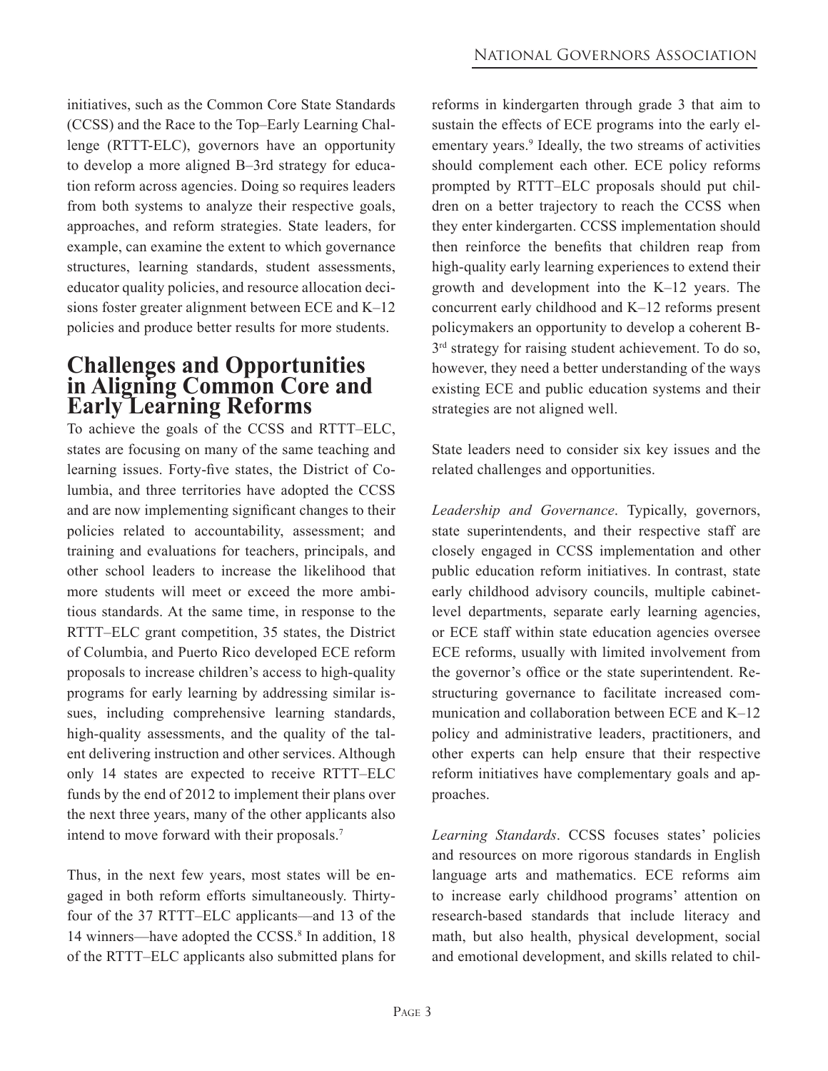initiatives, such as the Common Core State Standards (CCSS) and the Race to the Top–Early Learning Challenge (RTTT-ELC), governors have an opportunity to develop a more aligned B–3rd strategy for education reform across agencies. Doing so requires leaders from both systems to analyze their respective goals, approaches, and reform strategies. State leaders, for example, can examine the extent to which governance structures, learning standards, student assessments, educator quality policies, and resource allocation decisions foster greater alignment between ECE and K–12 policies and produce better results for more students.

## Challenges and Opportunities in Aligning Common Core and Early Learning Reforms

To achieve the goals of the CCSS and RTTT–ELC, states are focusing on many of the same teaching and learning issues. Forty-five states, the District of Columbia, and three territories have adopted the CCSS and are now implementing significant changes to their policies related to accountability, assessment; and training and evaluations for teachers, principals, and other school leaders to increase the likelihood that more students will meet or exceed the more ambitious standards. At the same time, in response to the RTTT–ELC grant competition, 35 states, the District of Columbia, and Puerto Rico developed ECE reform proposals to increase children's access to high-quality programs for early learning by addressing similar issues, including comprehensive learning standards, high-quality assessments, and the quality of the talent delivering instruction and other services. Although only 14 states are expected to receive RTTT–ELC funds by the end of 2012 to implement their plans over the next three years, many of the other applicants also intend to move forward with their proposals.[7]

Thus, in the next few years, most states will be engaged in both reform efforts simultaneously. Thirty-four of the 37 RTTT–ELC applicants—and 13 of the 14 winners—have adopted the CCSS.[8] In addition, 18 of the RTTT–ELC applicants also submitted plans for reforms in kindergarten through grade 3 that aim to sustain the effects of ECE programs into the early elementary years.[9] Ideally, the two streams of activities should complement each other. ECE policy reforms prompted by RTTT–ELC proposals should put children on a better trajectory to reach the CCSS when they enter kindergarten. CCSS implementation should then reinforce the benefits that children reap from high-quality early learning experiences to extend their growth and development into the K–12 years. The concurrent early childhood and K–12 reforms present policymakers an opportunity to develop a coherent B-3rd strategy for raising student achievement. To do so, however, they need a better understanding of the ways existing ECE and public education systems and their strategies are not aligned well.

State leaders need to consider six key issues and the related challenges and opportunities.

*Leadership and Governance*. Typically, governors, state superintendents, and their respective staff are closely engaged in CCSS implementation and other public education reform initiatives. In contrast, state early childhood advisory councils, multiple cabinet-level departments, separate early learning agencies, or ECE staff within state education agencies oversee ECE reforms, usually with limited involvement from the governor's office or the state superintendent. Restructuring governance to facilitate increased communication and collaboration between ECE and K–12 policy and administrative leaders, practitioners, and other experts can help ensure that their respective reform initiatives have complementary goals and approaches.

*Learning Standards*. CCSS focuses states' policies and resources on more rigorous standards in English language arts and mathematics. ECE reforms aim to increase early childhood programs' attention on research-based standards that include literacy and math, but also health, physical development, social and emotional development, and skills related to chil-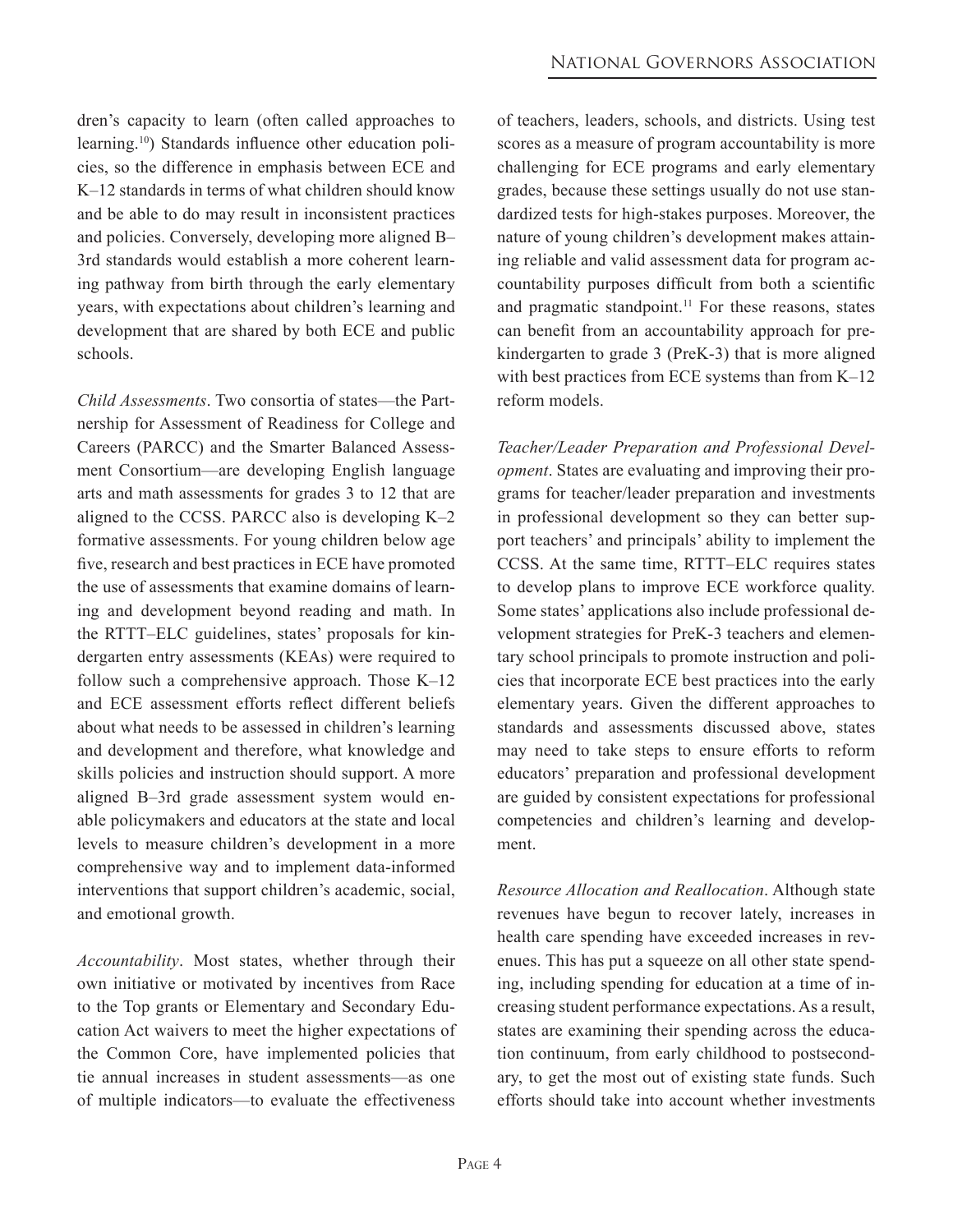dren's capacity to learn (often called approaches to learning.[10]) Standards influence other education policies, so the difference in emphasis between ECE and K–12 standards in terms of what children should know and be able to do may result in inconsistent practices and policies. Conversely, developing more aligned B–3rd standards would establish a more coherent learning pathway from birth through the early elementary years, with expectations about children's learning and development that are shared by both ECE and public schools.

*Child Assessments*. Two consortia of states—the Partnership for Assessment of Readiness for College and Careers (PARCC) and the Smarter Balanced Assessment Consortium—are developing English language arts and math assessments for grades 3 to 12 that are aligned to the CCSS. PARCC also is developing K–2 formative assessments. For young children below age five, research and best practices in ECE have promoted the use of assessments that examine domains of learning and development beyond reading and math. In the RTTT–ELC guidelines, states' proposals for kindergarten entry assessments (KEAs) were required to follow such a comprehensive approach. Those K–12 and ECE assessment efforts reflect different beliefs about what needs to be assessed in children's learning and development and therefore, what knowledge and skills policies and instruction should support. A more aligned B–3rd grade assessment system would enable policymakers and educators at the state and local levels to measure children's development in a more comprehensive way and to implement data-informed interventions that support children's academic, social, and emotional growth.

*Accountability*. Most states, whether through their own initiative or motivated by incentives from Race to the Top grants or Elementary and Secondary Education Act waivers to meet the higher expectations of the Common Core, have implemented policies that tie annual increases in student assessments—as one of multiple indicators—to evaluate the effectiveness of teachers, leaders, schools, and districts. Using test scores as a measure of program accountability is more challenging for ECE programs and early elementary grades, because these settings usually do not use standardized tests for high-stakes purposes. Moreover, the nature of young children's development makes attaining reliable and valid assessment data for program accountability purposes difficult from both a scientific and pragmatic standpoint.[11] For these reasons, states can benefit from an accountability approach for prekindergarten to grade 3 (PreK-3) that is more aligned with best practices from ECE systems than from K–12 reform models.

*Teacher/Leader Preparation and Professional Development*. States are evaluating and improving their programs for teacher/leader preparation and investments in professional development so they can better support teachers' and principals' ability to implement the CCSS. At the same time, RTTT–ELC requires states to develop plans to improve ECE workforce quality. Some states' applications also include professional development strategies for PreK-3 teachers and elementary school principals to promote instruction and policies that incorporate ECE best practices into the early elementary years. Given the different approaches to standards and assessments discussed above, states may need to take steps to ensure efforts to reform educators' preparation and professional development are guided by consistent expectations for professional competencies and children's learning and development.

*Resource Allocation and Reallocation*. Although state revenues have begun to recover lately, increases in health care spending have exceeded increases in revenues. This has put a squeeze on all other state spending, including spending for education at a time of increasing student performance expectations. As a result, states are examining their spending across the education continuum, from early childhood to postsecondary, to get the most out of existing state funds. Such efforts should take into account whether investments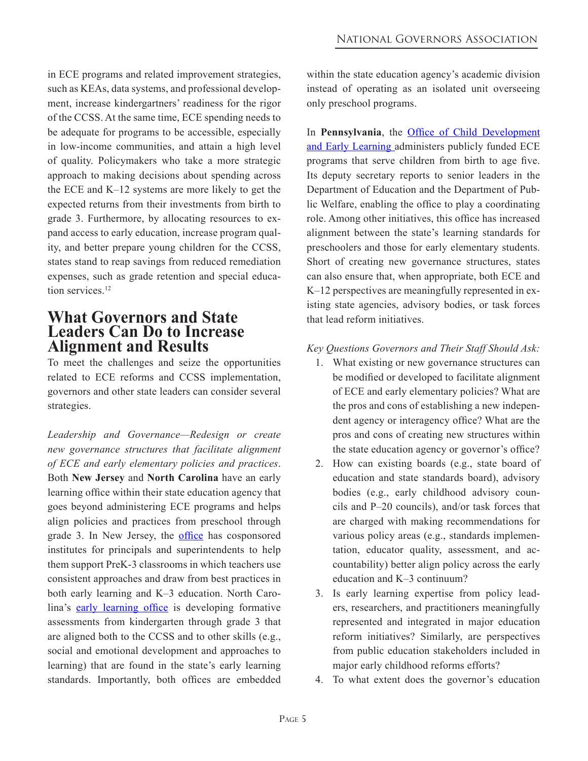in ECE programs and related improvement strategies, such as KEAs, data systems, and professional development, increase kindergartners' readiness for the rigor of the CCSS. At the same time, ECE spending needs to be adequate for programs to be accessible, especially in low-income communities, and attain a high level of quality. Policymakers who take a more strategic approach to making decisions about spending across the ECE and K–12 systems are more likely to get the expected returns from their investments from birth to grade 3. Furthermore, by allocating resources to expand access to early education, increase program quality, and better prepare young children for the CCSS, states stand to reap savings from reduced remediation expenses, such as grade retention and special education services.[12]

## What Governors and State Leaders Can Do to Increase Alignment and Results

To meet the challenges and seize the opportunities related to ECE reforms and CCSS implementation, governors and other state leaders can consider several strategies.

*Leadership and Governance—Redesign or create new governance structures that facilitate alignment of ECE and early elementary policies and practices*. Both **New Jersey** and **North Carolina** have an early learning office within their state education agency that goes beyond administering ECE programs and helps align policies and practices from preschool through grade 3. In New Jersey, the office has cosponsored institutes for principals and superintendents to help them support PreK-3 classrooms in which teachers use consistent approaches and draw from best practices in both early learning and K–3 education. North Carolina's early learning office is developing formative assessments from kindergarten through grade 3 that are aligned both to the CCSS and to other skills (e.g., social and emotional development and approaches to learning) that are found in the state's early learning standards. Importantly, both offices are embedded within the state education agency's academic division instead of operating as an isolated unit overseeing only preschool programs.

In **Pennsylvania**, the Office of Child Development and Early Learning administers publicly funded ECE programs that serve children from birth to age five. Its deputy secretary reports to senior leaders in the Department of Education and the Department of Public Welfare, enabling the office to play a coordinating role. Among other initiatives, this office has increased alignment between the state's learning standards for preschoolers and those for early elementary students. Short of creating new governance structures, states can also ensure that, when appropriate, both ECE and K–12 perspectives are meaningfully represented in existing state agencies, advisory bodies, or task forces that lead reform initiatives.

*Key Questions Governors and Their Staff Should Ask:*

1. What existing or new governance structures can be modified or developed to facilitate alignment of ECE and early elementary policies? What are the pros and cons of establishing a new independent agency or interagency office? What are the pros and cons of creating new structures within the state education agency or governor's office?
2. How can existing boards (e.g., state board of education and state standards board), advisory bodies (e.g., early childhood advisory councils and P–20 councils), and/or task forces that are charged with making recommendations for various policy areas (e.g., standards implementation, educator quality, assessment, and accountability) better align policy across the early education and K–3 continuum?
3. Is early learning expertise from policy leaders, researchers, and practitioners meaningfully represented and integrated in major education reform initiatives? Similarly, are perspectives from public education stakeholders included in major early childhood reforms efforts?
4. To what extent does the governor's education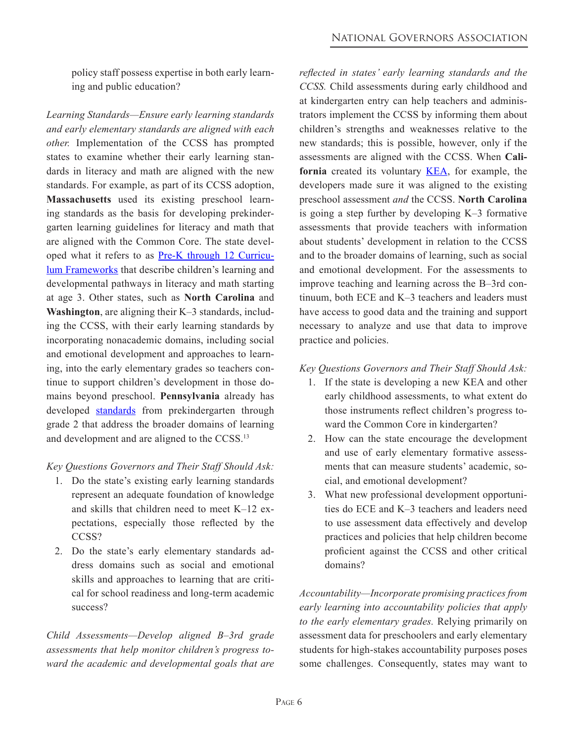policy staff possess expertise in both early learning and public education?

*Learning Standards—Ensure early learning standards and early elementary standards are aligned with each other.* Implementation of the CCSS has prompted states to examine whether their early learning standards in literacy and math are aligned with the new standards. For example, as part of its CCSS adoption, **Massachusetts** used its existing preschool learning standards as the basis for developing prekindergarten learning guidelines for literacy and math that are aligned with the Common Core. The state developed what it refers to as Pre-K through 12 Curriculum Frameworks that describe children's learning and developmental pathways in literacy and math starting at age 3. Other states, such as **North Carolina** and **Washington**, are aligning their K–3 standards, including the CCSS, with their early learning standards by incorporating nonacademic domains, including social and emotional development and approaches to learning, into the early elementary grades so teachers continue to support children's development in those domains beyond preschool. **Pennsylvania** already has developed standards from prekindergarten through grade 2 that address the broader domains of learning and development and are aligned to the CCSS.[13]

*Key Questions Governors and Their Staff Should Ask:*

1. Do the state's existing early learning standards represent an adequate foundation of knowledge and skills that children need to meet K–12 expectations, especially those reflected by the CCSS?
2. Do the state's early elementary standards address domains such as social and emotional skills and approaches to learning that are critical for school readiness and long-term academic success?

*Child Assessments—Develop aligned B–3rd grade assessments that help monitor children's progress toward the academic and developmental goals that are reflected in states' early learning standards and the CCSS.* Child assessments during early childhood and at kindergarten entry can help teachers and administrators implement the CCSS by informing them about children's strengths and weaknesses relative to the new standards; this is possible, however, only if the assessments are aligned with the CCSS. When **California** created its voluntary KEA, for example, the developers made sure it was aligned to the existing preschool assessment *and* the CCSS. **North Carolina** is going a step further by developing K–3 formative assessments that provide teachers with information about students' development in relation to the CCSS and to the broader domains of learning, such as social and emotional development. For the assessments to improve teaching and learning across the B–3rd continuum, both ECE and K–3 teachers and leaders must have access to good data and the training and support necessary to analyze and use that data to improve practice and policies.

*Key Questions Governors and Their Staff Should Ask:*

1. If the state is developing a new KEA and other early childhood assessments, to what extent do those instruments reflect children's progress toward the Common Core in kindergarten?
2. How can the state encourage the development and use of early elementary formative assessments that can measure students' academic, social, and emotional development?
3. What new professional development opportunities do ECE and K–3 teachers and leaders need to use assessment data effectively and develop practices and policies that help children become proficient against the CCSS and other critical domains?

*Accountability—Incorporate promising practices from early learning into accountability policies that apply to the early elementary grades.* Relying primarily on assessment data for preschoolers and early elementary students for high-stakes accountability purposes poses some challenges. Consequently, states may want to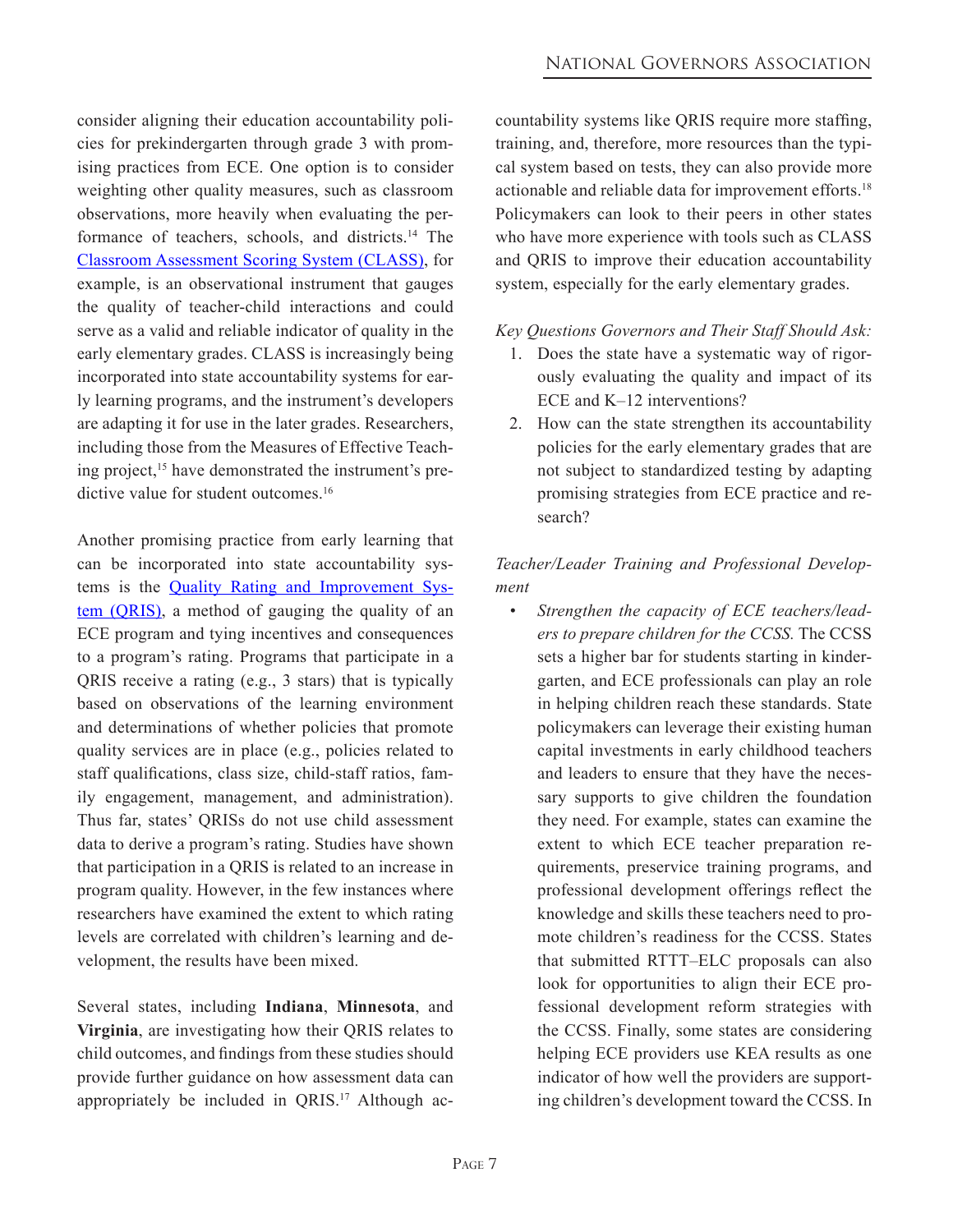consider aligning their education accountability policies for prekindergarten through grade 3 with promising practices from ECE. One option is to consider weighting other quality measures, such as classroom observations, more heavily when evaluating the performance of teachers, schools, and districts.[14] The Classroom Assessment Scoring System (CLASS), for example, is an observational instrument that gauges the quality of teacher-child interactions and could serve as a valid and reliable indicator of quality in the early elementary grades. CLASS is increasingly being incorporated into state accountability systems for early learning programs, and the instrument's developers are adapting it for use in the later grades. Researchers, including those from the Measures of Effective Teaching project,[15] have demonstrated the instrument's predictive value for student outcomes.[16]

Another promising practice from early learning that can be incorporated into state accountability systems is the Quality Rating and Improvement System (QRIS), a method of gauging the quality of an ECE program and tying incentives and consequences to a program's rating. Programs that participate in a QRIS receive a rating (e.g., 3 stars) that is typically based on observations of the learning environment and determinations of whether policies that promote quality services are in place (e.g., policies related to staff qualifications, class size, child-staff ratios, family engagement, management, and administration). Thus far, states' QRISs do not use child assessment data to derive a program's rating. Studies have shown that participation in a QRIS is related to an increase in program quality. However, in the few instances where researchers have examined the extent to which rating levels are correlated with children's learning and development, the results have been mixed.

Several states, including **Indiana**, **Minnesota**, and **Virginia**, are investigating how their QRIS relates to child outcomes, and findings from these studies should provide further guidance on how assessment data can appropriately be included in QRIS.[17] Although accountability systems like QRIS require more staffing, training, and, therefore, more resources than the typical system based on tests, they can also provide more actionable and reliable data for improvement efforts.[18] Policymakers can look to their peers in other states who have more experience with tools such as CLASS and QRIS to improve their education accountability system, especially for the early elementary grades.

*Key Questions Governors and Their Staff Should Ask:*

1. Does the state have a systematic way of rigorously evaluating the quality and impact of its ECE and K–12 interventions?
2. How can the state strengthen its accountability policies for the early elementary grades that are not subject to standardized testing by adapting promising strategies from ECE practice and research?

*Teacher/Leader Training and Professional Development*

- *Strengthen the capacity of ECE teachers/leaders to prepare children for the CCSS.* The CCSS sets a higher bar for students starting in kindergarten, and ECE professionals can play an role in helping children reach these standards. State policymakers can leverage their existing human capital investments in early childhood teachers and leaders to ensure that they have the necessary supports to give children the foundation they need. For example, states can examine the extent to which ECE teacher preparation requirements, preservice training programs, and professional development offerings reflect the knowledge and skills these teachers need to promote children's readiness for the CCSS. States that submitted RTTT–ELC proposals can also look for opportunities to align their ECE professional development reform strategies with the CCSS. Finally, some states are considering helping ECE providers use KEA results as one indicator of how well the providers are supporting children's development toward the CCSS. In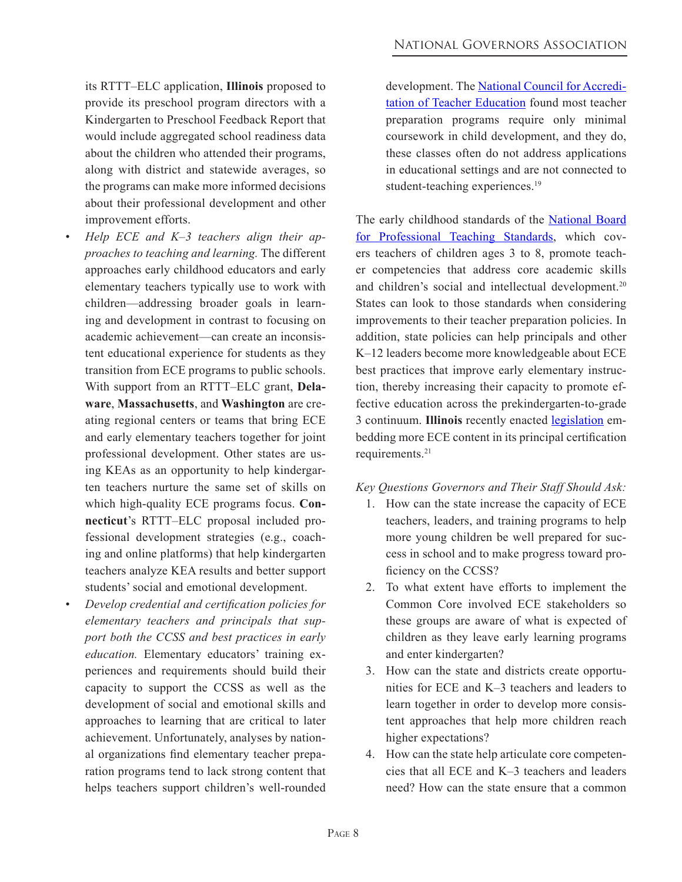its RTTT–ELC application, **Illinois** proposed to provide its preschool program directors with a Kindergarten to Preschool Feedback Report that would include aggregated school readiness data about the children who attended their programs, along with district and statewide averages, so the programs can make more informed decisions about their professional development and other improvement efforts.

- *Help ECE and K–3 teachers align their approaches to teaching and learning.* The different approaches early childhood educators and early elementary teachers typically use to work with children—addressing broader goals in learning and development in contrast to focusing on academic achievement—can create an inconsistent educational experience for students as they transition from ECE programs to public schools. With support from an RTTT–ELC grant, **Delaware**, **Massachusetts**, and **Washington** are creating regional centers or teams that bring ECE and early elementary teachers together for joint professional development. Other states are using KEAs as an opportunity to help kindergarten teachers nurture the same set of skills on which high-quality ECE programs focus. **Connecticut**'s RTTT–ELC proposal included professional development strategies (e.g., coaching and online platforms) that help kindergarten teachers analyze KEA results and better support students' social and emotional development.
- *Develop credential and certification policies for elementary teachers and principals that support both the CCSS and best practices in early education.* Elementary educators' training experiences and requirements should build their capacity to support the CCSS as well as the development of social and emotional skills and approaches to learning that are critical to later achievement. Unfortunately, analyses by national organizations find elementary teacher preparation programs tend to lack strong content that helps teachers support children's well-rounded development. The National Council for Accreditation of Teacher Education found most teacher preparation programs require only minimal coursework in child development, and they do, these classes often do not address applications in educational settings and are not connected to student-teaching experiences.[19]

The early childhood standards of the National Board for Professional Teaching Standards, which covers teachers of children ages 3 to 8, promote teacher competencies that address core academic skills and children's social and intellectual development.[20] States can look to those standards when considering improvements to their teacher preparation policies. In addition, state policies can help principals and other K–12 leaders become more knowledgeable about ECE best practices that improve early elementary instruction, thereby increasing their capacity to promote effective education across the prekindergarten-to-grade 3 continuum. **Illinois** recently enacted legislation embedding more ECE content in its principal certification requirements.[21]

*Key Questions Governors and Their Staff Should Ask:*

1. How can the state increase the capacity of ECE teachers, leaders, and training programs to help more young children be well prepared for success in school and to make progress toward proficiency on the CCSS?
2. To what extent have efforts to implement the Common Core involved ECE stakeholders so these groups are aware of what is expected of children as they leave early learning programs and enter kindergarten?
3. How can the state and districts create opportunities for ECE and K–3 teachers and leaders to learn together in order to develop more consistent approaches that help more children reach higher expectations?
4. How can the state help articulate core competencies that all ECE and K–3 teachers and leaders need? How can the state ensure that a common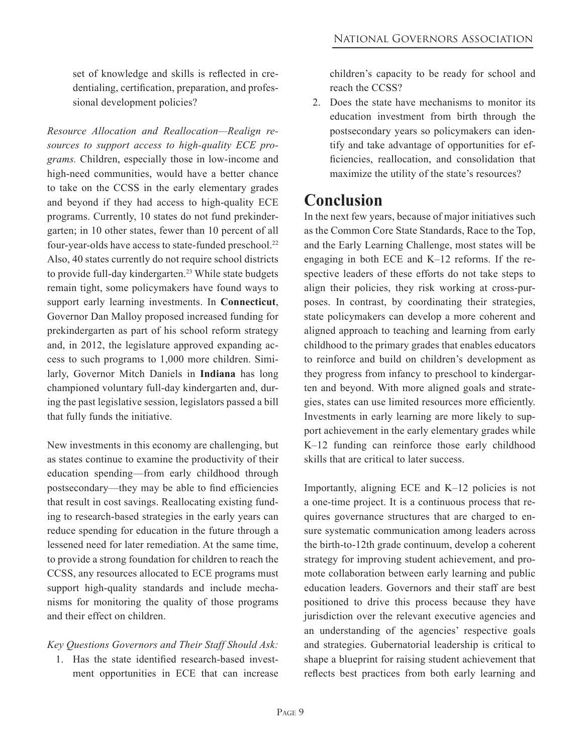set of knowledge and skills is reflected in credentialing, certification, preparation, and professional development policies?

*Resource Allocation and Reallocation—Realign resources to support access to high-quality ECE programs.* Children, especially those in low-income and high-need communities, would have a better chance to take on the CCSS in the early elementary grades and beyond if they had access to high-quality ECE programs. Currently, 10 states do not fund prekindergarten; in 10 other states, fewer than 10 percent of all four-year-olds have access to state-funded preschool.[22] Also, 40 states currently do not require school districts to provide full-day kindergarten.[23] While state budgets remain tight, some policymakers have found ways to support early learning investments. In **Connecticut**, Governor Dan Malloy proposed increased funding for prekindergarten as part of his school reform strategy and, in 2012, the legislature approved expanding access to such programs to 1,000 more children. Similarly, Governor Mitch Daniels in **Indiana** has long championed voluntary full-day kindergarten and, during the past legislative session, legislators passed a bill that fully funds the initiative.

New investments in this economy are challenging, but as states continue to examine the productivity of their education spending—from early childhood through postsecondary—they may be able to find efficiencies that result in cost savings. Reallocating existing funding to research-based strategies in the early years can reduce spending for education in the future through a lessened need for later remediation. At the same time, to provide a strong foundation for children to reach the CCSS, any resources allocated to ECE programs must support high-quality standards and include mechanisms for monitoring the quality of those programs and their effect on children.

*Key Questions Governors and Their Staff Should Ask:*

1. Has the state identified research-based investment opportunities in ECE that can increase children's capacity to be ready for school and reach the CCSS?
2. Does the state have mechanisms to monitor its education investment from birth through the postsecondary years so policymakers can identify and take advantage of opportunities for efficiencies, reallocation, and consolidation that maximize the utility of the state's resources?

# Conclusion

In the next few years, because of major initiatives such as the Common Core State Standards, Race to the Top, and the Early Learning Challenge, most states will be engaging in both ECE and K–12 reforms. If the respective leaders of these efforts do not take steps to align their policies, they risk working at cross-purposes. In contrast, by coordinating their strategies, state policymakers can develop a more coherent and aligned approach to teaching and learning from early childhood to the primary grades that enables educators to reinforce and build on children's development as they progress from infancy to preschool to kindergarten and beyond. With more aligned goals and strategies, states can use limited resources more efficiently. Investments in early learning are more likely to support achievement in the early elementary grades while K–12 funding can reinforce those early childhood skills that are critical to later success.

Importantly, aligning ECE and K–12 policies is not a one-time project. It is a continuous process that requires governance structures that are charged to ensure systematic communication among leaders across the birth-to-12th grade continuum, develop a coherent strategy for improving student achievement, and promote collaboration between early learning and public education leaders. Governors and their staff are best positioned to drive this process because they have jurisdiction over the relevant executive agencies and an understanding of the agencies' respective goals and strategies. Gubernatorial leadership is critical to shape a blueprint for raising student achievement that reflects best practices from both early learning and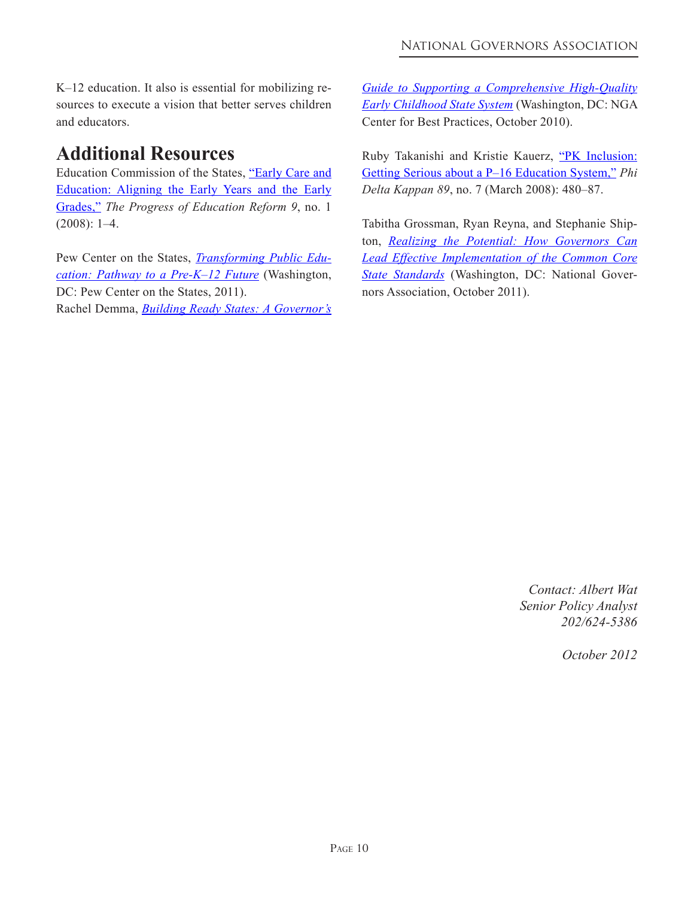K–12 education. It also is essential for mobilizing resources to execute a vision that better serves children and educators.

## Additional Resources

Education Commission of the States, "Early Care and Education: Aligning the Early Years and the Early Grades," *The Progress of Education Reform 9*, no. 1 (2008): 1–4.

Pew Center on the States, *Transforming Public Education: Pathway to a Pre-K–12 Future* (Washington, DC: Pew Center on the States, 2011).

Rachel Demma, *Building Ready States: A Governor's Guide to Supporting a Comprehensive High-Quality Early Childhood State System* (Washington, DC: NGA Center for Best Practices, October 2010).

Ruby Takanishi and Kristie Kauerz, "PK Inclusion: Getting Serious about a P–16 Education System," *Phi Delta Kappan 89*, no. 7 (March 2008): 480–87.

Tabitha Grossman, Ryan Reyna, and Stephanie Shipton, *Realizing the Potential: How Governors Can Lead Effective Implementation of the Common Core State Standards* (Washington, DC: National Governors Association, October 2011).

*Contact: Albert Wat*
*Senior Policy Analyst*
*202/624-5386*

*October 2012*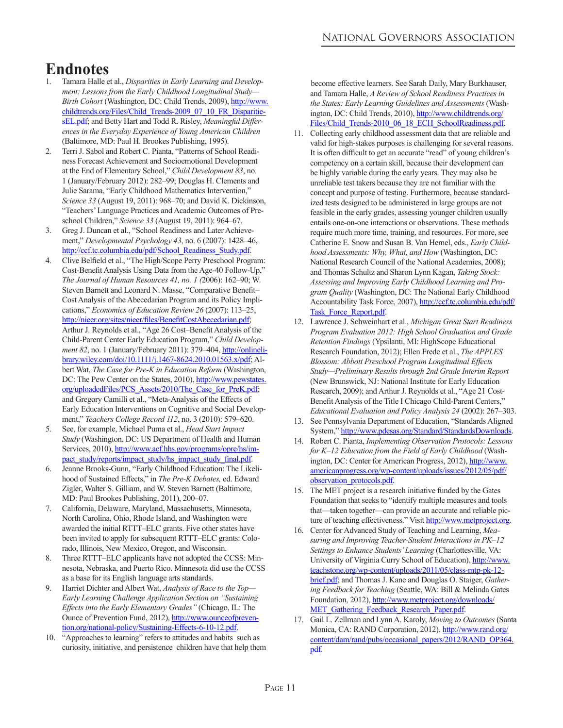# Endnotes

1. Tamara Halle et al., *Disparities in Early Learning and Development: Lessons from the Early Childhood Longitudinal Study—Birth Cohort* (Washington, DC: Child Trends, 2009), http://www.childtrends.org/Files/Child_Trends-2009_07_10_FR_DisparitiesEL.pdf; and Betty Hart and Todd R. Risley, *Meaningful Differences in the Everyday Experience of Young American Children* (Baltimore, MD: Paul H. Brookes Publishing, 1995).
2. Terri J. Sabol and Robert C. Pianta, "Patterns of School Readiness Forecast Achievement and Socioemotional Development at the End of Elementary School," *Child Development 83*, no. 1 (January/February 2012): 282–99; Douglas H. Clements and Julie Sarama, "Early Childhood Mathematics Intervention," *Science 33* (August 19, 2011): 968–70; and David K. Dickinson, "Teachers' Language Practices and Academic Outcomes of Preschool Children," *Science 33* (August 19, 2011): 964–67.
3. Greg J. Duncan et al., "School Readiness and Later Achievement," *Developmental Psychology 43*, no. 6 (2007): 1428–46, http://ccf.tc.columbia.edu/pdf/School_Readiness_Study.pdf.
4. Clive Belfield et al., "The High/Scope Perry Preschool Program: Cost-Benefit Analysis Using Data from the Age-40 Follow-Up," *The Journal of Human Resources 41, no. 1 (*2006): 162–90; W. Steven Barnett and Leonard N. Masse, "Comparative Benefit–Cost Analysis of the Abecedarian Program and its Policy Implications," *Economics of Education Review 26* (2007): 113–25, http://nieer.org/sites/nieer/files/BenefitCostAbecedarian.pdf; Arthur J. Reynolds et al., "Age 26 Cost–Benefit Analysis of the Child-Parent Center Early Education Program," *Child Development 82*, no. 1 (January/February 2011): 379–404, http://onlinelibrary.wiley.com/doi/10.1111/j.1467-8624.2010.01563.x/pdf; Albert Wat, *The Case for Pre-K in Education Reform* (Washington, DC: The Pew Center on the States, 2010), http://www.pewstates.org/uploadedFiles/PCS_Assets/2010/The_Case_for_PreK.pdf; and Gregory Camilli et al., "Meta-Analysis of the Effects of Early Education Interventions on Cognitive and Social Development," *Teachers College Record 112*, no. 3 (2010): 579–620.
5. See, for example, Michael Puma et al., *Head Start Impact Study* (Washington, DC: US Department of Health and Human Services, 2010), http://www.acf.hhs.gov/programs/opre/hs/impact_study/reports/impact_study/hs_impact_study_final.pdf.
6. Jeanne Brooks-Gunn, "Early Childhood Education: The Likelihood of Sustained Effects," in *The Pre-K Debates,* ed. Edward Zigler, Walter S. Gilliam, and W. Steven Barnett (Baltimore, MD: Paul Brookes Publishing, 2011), 200–07.
7. California, Delaware, Maryland, Massachusetts, Minnesota, North Carolina, Ohio, Rhode Island, and Washington were awarded the initial RTTT–ELC grants. Five other states have been invited to apply for subsequent RTTT–ELC grants: Colorado, Illinois, New Mexico, Oregon, and Wisconsin.
8. Three RTTT–ELC applicants have not adopted the CCSS: Minnesota, Nebraska, and Puerto Rico. Minnesota did use the CCSS as a base for its English language arts standards.
9. Harriet Dichter and Albert Wat, *Analysis of Race to the Top—Early Learning Challenge Application Section on "Sustaining Effects into the Early Elementary Grades"* (Chicago, IL: The Ounce of Prevention Fund, 2012), http://www.ounceofprevention.org/national-policy/Sustaining-Effects-6-10-12.pdf.
10. "Approaches to learning" refers to attitudes and habits such as curiosity, initiative, and persistence children have that help them become effective learners. See Sarah Daily, Mary Burkhauser, and Tamara Halle, *A Review of School Readiness Practices in the States: Early Learning Guidelines and Assessments* (Washington, DC: Child Trends, 2010), http://www.childtrends.org/Files/Child_Trends-2010_06_18_ECH_SchoolReadiness.pdf.
11. Collecting early childhood assessment data that are reliable and valid for high-stakes purposes is challenging for several reasons. It is often difficult to get an accurate "read" of young children's competency on a certain skill, because their development can be highly variable during the early years. They may also be unreliable test takers because they are not familiar with the concept and purpose of testing. Furthermore, because standardized tests designed to be administered in large groups are not feasible in the early grades, assessing younger children usually entails one-on-one interactions or observations. These methods require much more time, training, and resources. For more, see Catherine E. Snow and Susan B. Van Hemel, eds., *Early Childhood Assessments: Why, What, and How* (Washington, DC: National Research Council of the National Academies, 2008); and Thomas Schultz and Sharon Lynn Kagan, *Taking Stock: Assessing and Improving Early Childhood Learning and Program Quality* (Washington, DC: The National Early Childhood Accountability Task Force, 2007), http://ccf.tc.columbia.edu/pdf/Task_Force_Report.pdf.
12. Lawrence J. Schweinhart et al., *Michigan Great Start Readiness Program Evaluation 2012: High School Graduation and Grade Retention Findings* (Ypsilanti, MI: HighScope Educational Research Foundation, 2012); Ellen Frede et al., *The APPLES Blossom: Abbott Preschool Program Longitudinal Effects Study—Preliminary Results through 2nd Grade Interim Report* (New Brunswick, NJ: National Institute for Early Education Research, 2009); and Arthur J. Reynolds et al., "Age 21 Cost-Benefit Analysis of the Title I Chicago Child-Parent Centers," *Educational Evaluation and Policy Analysis 24* (2002): 267–303.
13. See Pennsylvania Department of Education, "Standards Aligned System," http://www.pdesas.org/Standard/StandardsDownloads.
14. Robert C. Pianta, *Implementing Observation Protocols: Lessons for K–12 Education from the Field of Early Childhood* (Washington, DC: Center for American Progress, 2012), http://www.americanprogress.org/wp-content/uploads/issues/2012/05/pdf/observation_protocols.pdf.
15. The MET project is a research initiative funded by the Gates Foundation that seeks to "identify multiple measures and tools that—taken together—can provide an accurate and reliable picture of teaching effectiveness." Visit http://www.metproject.org.
16. Center for Advanced Study of Teaching and Learning, *Measuring and Improving Teacher-Student Interactions in PK–12 Settings to Enhance Students' Learning* (Charlottesville, VA: University of Virginia Curry School of Education), http://www.teachstone.org/wp-content/uploads/2011/05/class-mtp-pk-12-brief.pdf; and Thomas J. Kane and Douglas O. Staiger, *Gathering Feedback for Teaching* (Seattle, WA: Bill & Melinda Gates Foundation, 2012), http://www.metproject.org/downloads/MET_Gathering_Feedback_Research_Paper.pdf.
17. Gail L. Zellman and Lynn A. Karoly, *Moving to Outcomes* (Santa Monica, CA: RAND Corporation, 2012), http://www.rand.org/content/dam/rand/pubs/occasional_papers/2012/RAND_OP364.pdf.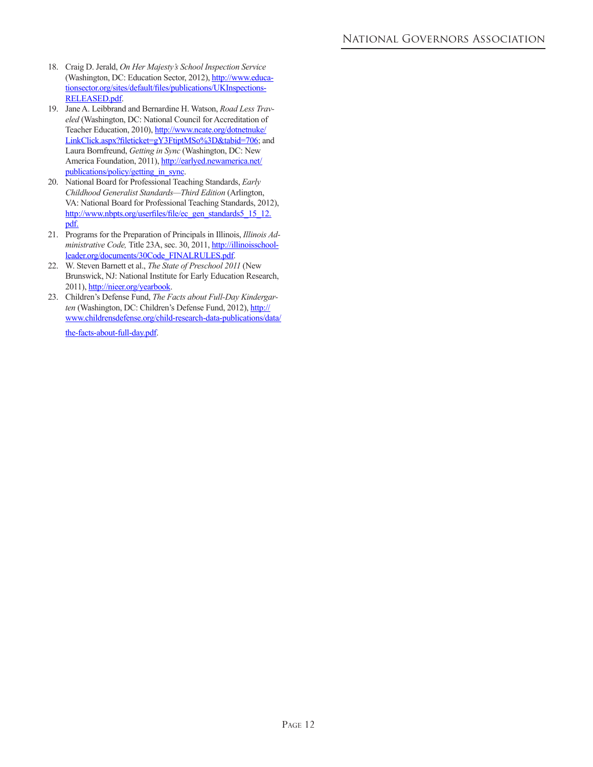18. Craig D. Jerald, *On Her Majesty's School Inspection Service* (Washington, DC: Education Sector, 2012), http://www.educationsector.org/sites/default/files/publications/UKInspections-RELEASED.pdf.
19. Jane A. Leibbrand and Bernardine H. Watson, *Road Less Traveled* (Washington, DC: National Council for Accreditation of Teacher Education, 2010), http://www.ncate.org/dotnetnuke/LinkClick.aspx?fileticket=gY3FtiptMSo%3D&tabid=706; and Laura Bornfreund, *Getting in Sync* (Washington, DC: New America Foundation, 2011), http://earlyed.newamerica.net/publications/policy/getting_in_sync.
20. National Board for Professional Teaching Standards, *Early Childhood Generalist Standards—Third Edition* (Arlington, VA: National Board for Professional Teaching Standards, 2012), http://www.nbpts.org/userfiles/file/ec_gen_standards5_15_12.pdf.
21. Programs for the Preparation of Principals in Illinois, *Illinois Administrative Code,* Title 23A, sec. 30, 2011, http://illinoisschoolleader.org/documents/30Code_FINALRULES.pdf.
22. W. Steven Barnett et al., *The State of Preschool 2011* (New Brunswick, NJ: National Institute for Early Education Research, 2011), http://nieer.org/yearbook.
23. Children's Defense Fund, *The Facts about Full-Day Kindergarten* (Washington, DC: Children's Defense Fund, 2012), http://www.childrensdefense.org/child-research-data-publications/data/the-facts-about-full-day.pdf.